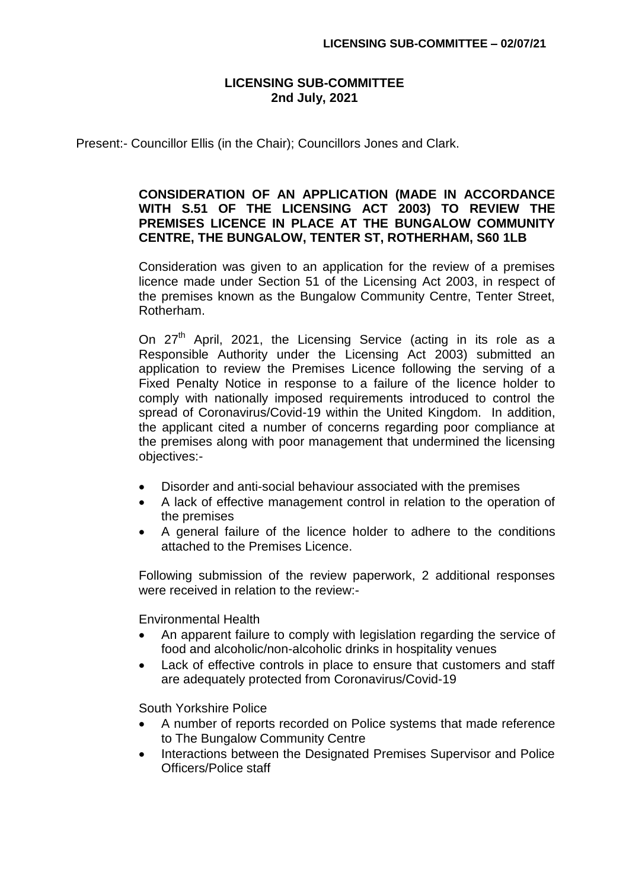# LICENSING SUB-COMMITTEE
## 2nd July, 2021

Present:- Councillor Ellis (in the Chair); Councillors Jones and Clark.

### CONSIDERATION OF AN APPLICATION (MADE IN ACCORDANCE WITH S.51 OF THE LICENSING ACT 2003) TO REVIEW THE PREMISES LICENCE IN PLACE AT THE BUNGALOW COMMUNITY CENTRE, THE BUNGALOW, TENTER ST, ROTHERHAM, S60 1LB

Consideration was given to an application for the review of a premises licence made under Section 51 of the Licensing Act 2003, in respect of the premises known as the Bungalow Community Centre, Tenter Street, Rotherham.

On 27th April, 2021, the Licensing Service (acting in its role as a Responsible Authority under the Licensing Act 2003) submitted an application to review the Premises Licence following the serving of a Fixed Penalty Notice in response to a failure of the licence holder to comply with nationally imposed requirements introduced to control the spread of Coronavirus/Covid-19 within the United Kingdom. In addition, the applicant cited a number of concerns regarding poor compliance at the premises along with poor management that undermined the licensing objectives:-

- Disorder and anti-social behaviour associated with the premises
- A lack of effective management control in relation to the operation of the premises
- A general failure of the licence holder to adhere to the conditions attached to the Premises Licence.

Following submission of the review paperwork, 2 additional responses were received in relation to the review:-

Environmental Health

- An apparent failure to comply with legislation regarding the service of food and alcoholic/non-alcoholic drinks in hospitality venues
- Lack of effective controls in place to ensure that customers and staff are adequately protected from Coronavirus/Covid-19

South Yorkshire Police

- A number of reports recorded on Police systems that made reference to The Bungalow Community Centre
- Interactions between the Designated Premises Supervisor and Police Officers/Police staff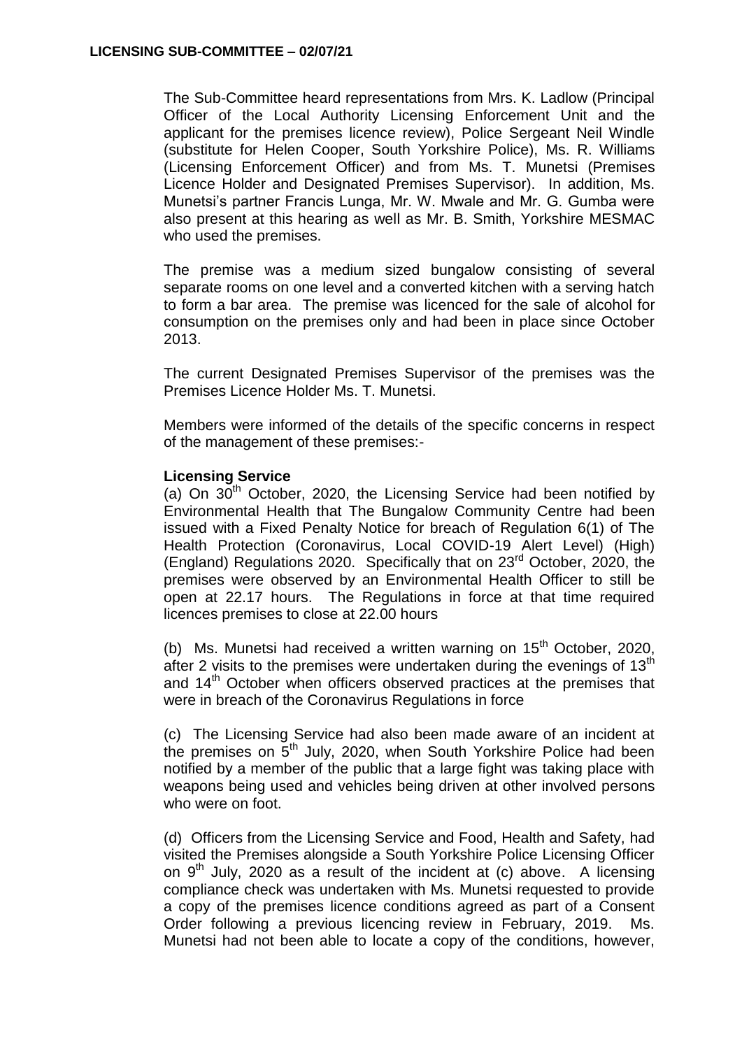The Sub-Committee heard representations from Mrs. K. Ladlow (Principal Officer of the Local Authority Licensing Enforcement Unit and the applicant for the premises licence review), Police Sergeant Neil Windle (substitute for Helen Cooper, South Yorkshire Police), Ms. R. Williams (Licensing Enforcement Officer) and from Ms. T. Munetsi (Premises Licence Holder and Designated Premises Supervisor). In addition, Ms. Munetsi's partner Francis Lunga, Mr. W. Mwale and Mr. G. Gumba were also present at this hearing as well as Mr. B. Smith, Yorkshire MESMAC who used the premises.

The premise was a medium sized bungalow consisting of several separate rooms on one level and a converted kitchen with a serving hatch to form a bar area. The premise was licenced for the sale of alcohol for consumption on the premises only and had been in place since October 2013.

The current Designated Premises Supervisor of the premises was the Premises Licence Holder Ms. T. Munetsi.

Members were informed of the details of the specific concerns in respect of the management of these premises:-

**Licensing Service**

(a) On 30th October, 2020, the Licensing Service had been notified by Environmental Health that The Bungalow Community Centre had been issued with a Fixed Penalty Notice for breach of Regulation 6(1) of The Health Protection (Coronavirus, Local COVID-19 Alert Level) (High) (England) Regulations 2020. Specifically that on 23rd October, 2020, the premises were observed by an Environmental Health Officer to still be open at 22.17 hours. The Regulations in force at that time required licences premises to close at 22.00 hours

(b) Ms. Munetsi had received a written warning on 15th October, 2020, after 2 visits to the premises were undertaken during the evenings of 13th and 14th October when officers observed practices at the premises that were in breach of the Coronavirus Regulations in force

(c) The Licensing Service had also been made aware of an incident at the premises on 5th July, 2020, when South Yorkshire Police had been notified by a member of the public that a large fight was taking place with weapons being used and vehicles being driven at other involved persons who were on foot.

(d) Officers from the Licensing Service and Food, Health and Safety, had visited the Premises alongside a South Yorkshire Police Licensing Officer on 9th July, 2020 as a result of the incident at (c) above. A licensing compliance check was undertaken with Ms. Munetsi requested to provide a copy of the premises licence conditions agreed as part of a Consent Order following a previous licencing review in February, 2019. Ms. Munetsi had not been able to locate a copy of the conditions, however,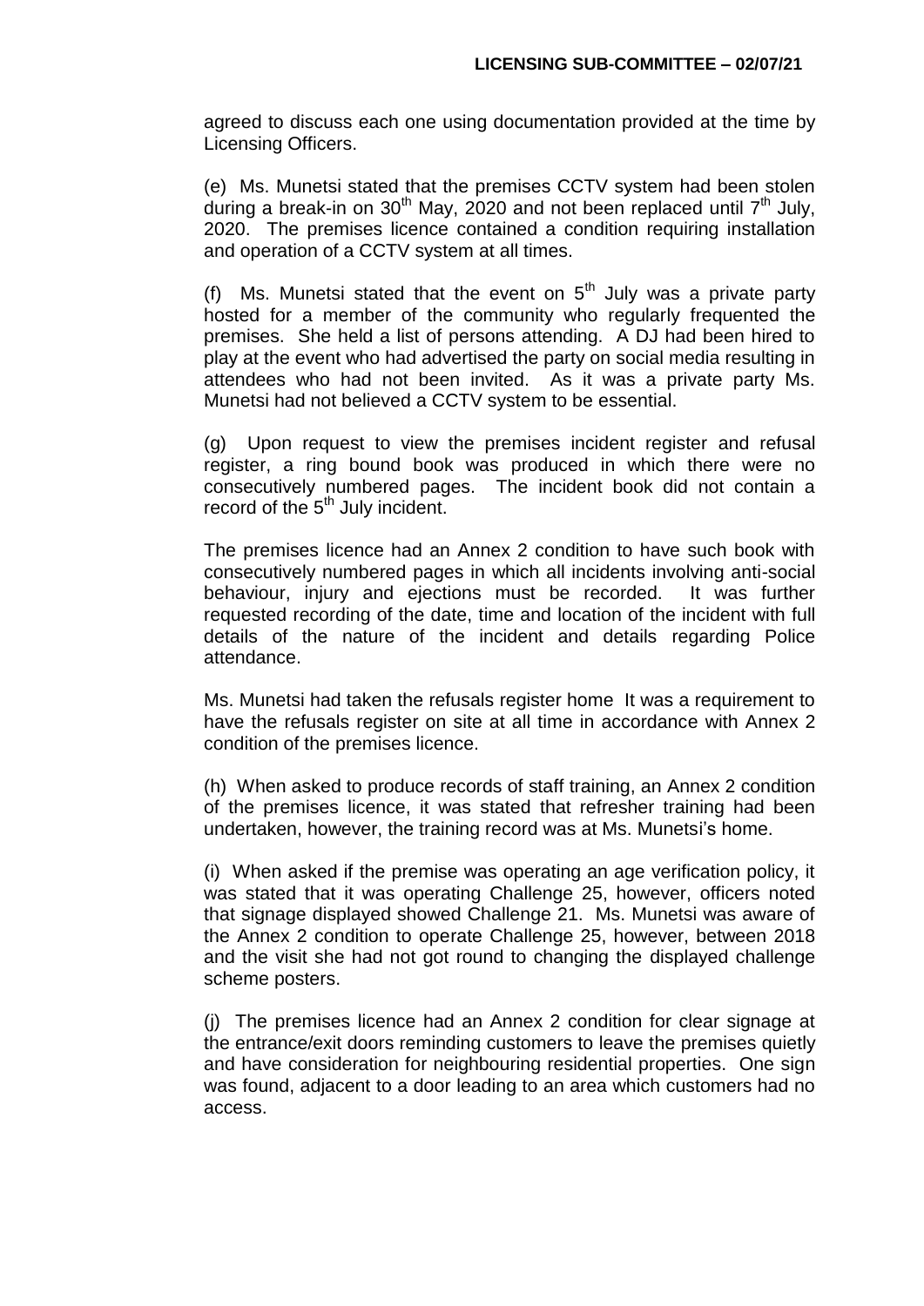agreed to discuss each one using documentation provided at the time by Licensing Officers.

(e) Ms. Munetsi stated that the premises CCTV system had been stolen during a break-in on 30th May, 2020 and not been replaced until 7th July, 2020. The premises licence contained a condition requiring installation and operation of a CCTV system at all times.

(f) Ms. Munetsi stated that the event on 5th July was a private party hosted for a member of the community who regularly frequented the premises. She held a list of persons attending. A DJ had been hired to play at the event who had advertised the party on social media resulting in attendees who had not been invited. As it was a private party Ms. Munetsi had not believed a CCTV system to be essential.

(g) Upon request to view the premises incident register and refusal register, a ring bound book was produced in which there were no consecutively numbered pages. The incident book did not contain a record of the 5th July incident.

The premises licence had an Annex 2 condition to have such book with consecutively numbered pages in which all incidents involving anti-social behaviour, injury and ejections must be recorded. It was further requested recording of the date, time and location of the incident with full details of the nature of the incident and details regarding Police attendance.

Ms. Munetsi had taken the refusals register home It was a requirement to have the refusals register on site at all time in accordance with Annex 2 condition of the premises licence.

(h) When asked to produce records of staff training, an Annex 2 condition of the premises licence, it was stated that refresher training had been undertaken, however, the training record was at Ms. Munetsi's home.

(i) When asked if the premise was operating an age verification policy, it was stated that it was operating Challenge 25, however, officers noted that signage displayed showed Challenge 21. Ms. Munetsi was aware of the Annex 2 condition to operate Challenge 25, however, between 2018 and the visit she had not got round to changing the displayed challenge scheme posters.

(j) The premises licence had an Annex 2 condition for clear signage at the entrance/exit doors reminding customers to leave the premises quietly and have consideration for neighbouring residential properties. One sign was found, adjacent to a door leading to an area which customers had no access.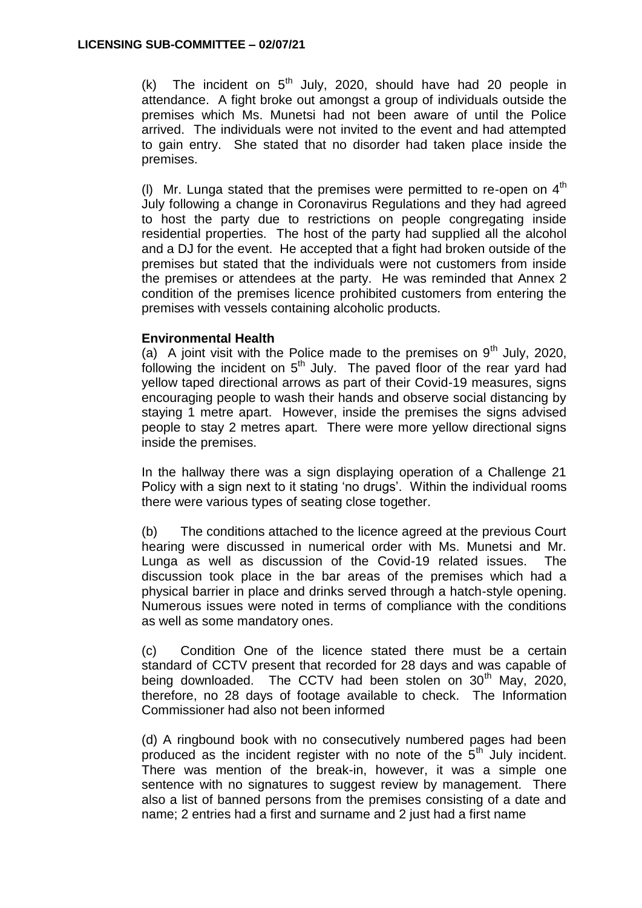(k) The incident on 5th July, 2020, should have had 20 people in attendance. A fight broke out amongst a group of individuals outside the premises which Ms. Munetsi had not been aware of until the Police arrived. The individuals were not invited to the event and had attempted to gain entry. She stated that no disorder had taken place inside the premises.

(l) Mr. Lunga stated that the premises were permitted to re-open on 4th July following a change in Coronavirus Regulations and they had agreed to host the party due to restrictions on people congregating inside residential properties. The host of the party had supplied all the alcohol and a DJ for the event. He accepted that a fight had broken outside of the premises but stated that the individuals were not customers from inside the premises or attendees at the party. He was reminded that Annex 2 condition of the premises licence prohibited customers from entering the premises with vessels containing alcoholic products.

**Environmental Health**

(a) A joint visit with the Police made to the premises on 9th July, 2020, following the incident on 5th July. The paved floor of the rear yard had yellow taped directional arrows as part of their Covid-19 measures, signs encouraging people to wash their hands and observe social distancing by staying 1 metre apart. However, inside the premises the signs advised people to stay 2 metres apart. There were more yellow directional signs inside the premises.

In the hallway there was a sign displaying operation of a Challenge 21 Policy with a sign next to it stating 'no drugs'. Within the individual rooms there were various types of seating close together.

(b) The conditions attached to the licence agreed at the previous Court hearing were discussed in numerical order with Ms. Munetsi and Mr. Lunga as well as discussion of the Covid-19 related issues. The discussion took place in the bar areas of the premises which had a physical barrier in place and drinks served through a hatch-style opening. Numerous issues were noted in terms of compliance with the conditions as well as some mandatory ones.

(c) Condition One of the licence stated there must be a certain standard of CCTV present that recorded for 28 days and was capable of being downloaded. The CCTV had been stolen on 30th May, 2020, therefore, no 28 days of footage available to check. The Information Commissioner had also not been informed

(d) A ringbound book with no consecutively numbered pages had been produced as the incident register with no note of the 5th July incident. There was mention of the break-in, however, it was a simple one sentence with no signatures to suggest review by management. There also a list of banned persons from the premises consisting of a date and name; 2 entries had a first and surname and 2 just had a first name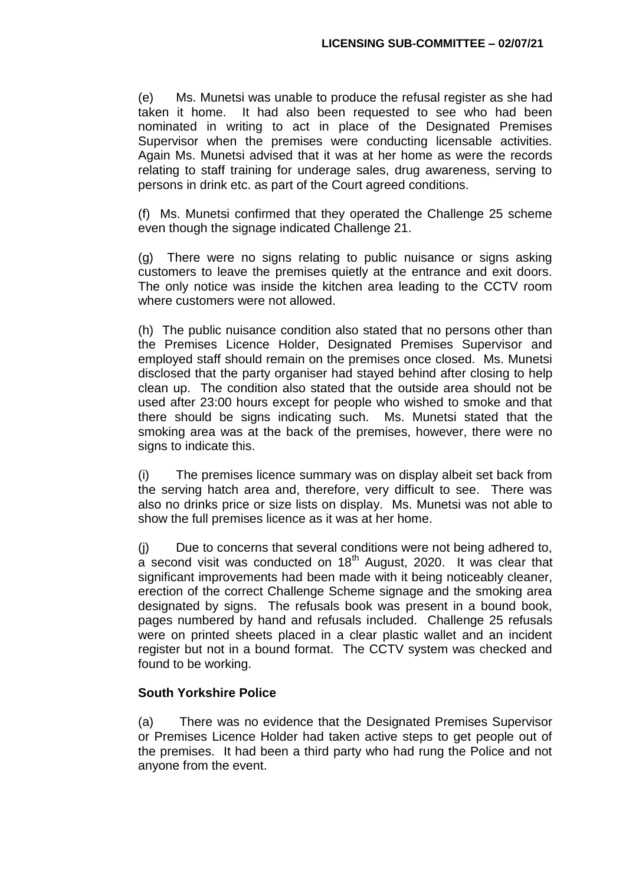(e) Ms. Munetsi was unable to produce the refusal register as she had taken it home. It had also been requested to see who had been nominated in writing to act in place of the Designated Premises Supervisor when the premises were conducting licensable activities. Again Ms. Munetsi advised that it was at her home as were the records relating to staff training for underage sales, drug awareness, serving to persons in drink etc. as part of the Court agreed conditions.

(f) Ms. Munetsi confirmed that they operated the Challenge 25 scheme even though the signage indicated Challenge 21.

(g) There were no signs relating to public nuisance or signs asking customers to leave the premises quietly at the entrance and exit doors. The only notice was inside the kitchen area leading to the CCTV room where customers were not allowed.

(h) The public nuisance condition also stated that no persons other than the Premises Licence Holder, Designated Premises Supervisor and employed staff should remain on the premises once closed. Ms. Munetsi disclosed that the party organiser had stayed behind after closing to help clean up. The condition also stated that the outside area should not be used after 23:00 hours except for people who wished to smoke and that there should be signs indicating such. Ms. Munetsi stated that the smoking area was at the back of the premises, however, there were no signs to indicate this.

(i) The premises licence summary was on display albeit set back from the serving hatch area and, therefore, very difficult to see. There was also no drinks price or size lists on display. Ms. Munetsi was not able to show the full premises licence as it was at her home.

(j) Due to concerns that several conditions were not being adhered to, a second visit was conducted on 18th August, 2020. It was clear that significant improvements had been made with it being noticeably cleaner, erection of the correct Challenge Scheme signage and the smoking area designated by signs. The refusals book was present in a bound book, pages numbered by hand and refusals included. Challenge 25 refusals were on printed sheets placed in a clear plastic wallet and an incident register but not in a bound format. The CCTV system was checked and found to be working.

**South Yorkshire Police**

(a) There was no evidence that the Designated Premises Supervisor or Premises Licence Holder had taken active steps to get people out of the premises. It had been a third party who had rung the Police and not anyone from the event.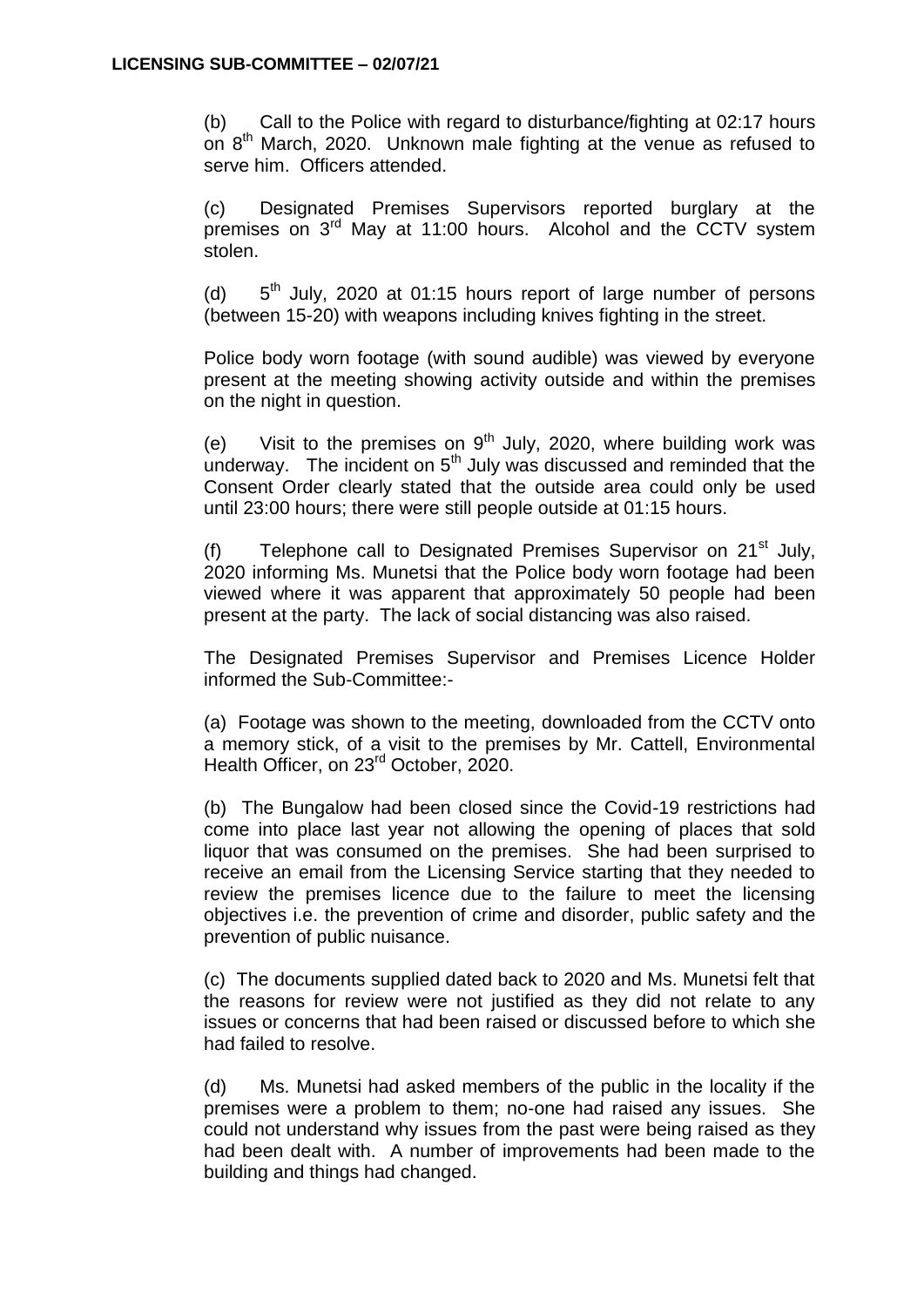(b) Call to the Police with regard to disturbance/fighting at 02:17 hours on 8th March, 2020. Unknown male fighting at the venue as refused to serve him. Officers attended.

(c) Designated Premises Supervisors reported burglary at the premises on 3rd May at 11:00 hours. Alcohol and the CCTV system stolen.

(d) 5th July, 2020 at 01:15 hours report of large number of persons (between 15-20) with weapons including knives fighting in the street.

Police body worn footage (with sound audible) was viewed by everyone present at the meeting showing activity outside and within the premises on the night in question.

(e) Visit to the premises on 9th July, 2020, where building work was underway. The incident on 5th July was discussed and reminded that the Consent Order clearly stated that the outside area could only be used until 23:00 hours; there were still people outside at 01:15 hours.

(f) Telephone call to Designated Premises Supervisor on 21st July, 2020 informing Ms. Munetsi that the Police body worn footage had been viewed where it was apparent that approximately 50 people had been present at the party. The lack of social distancing was also raised.

The Designated Premises Supervisor and Premises Licence Holder informed the Sub-Committee:-

(a) Footage was shown to the meeting, downloaded from the CCTV onto a memory stick, of a visit to the premises by Mr. Cattell, Environmental Health Officer, on 23rd October, 2020.

(b) The Bungalow had been closed since the Covid-19 restrictions had come into place last year not allowing the opening of places that sold liquor that was consumed on the premises. She had been surprised to receive an email from the Licensing Service starting that they needed to review the premises licence due to the failure to meet the licensing objectives i.e. the prevention of crime and disorder, public safety and the prevention of public nuisance.

(c) The documents supplied dated back to 2020 and Ms. Munetsi felt that the reasons for review were not justified as they did not relate to any issues or concerns that had been raised or discussed before to which she had failed to resolve.

(d) Ms. Munetsi had asked members of the public in the locality if the premises were a problem to them; no-one had raised any issues. She could not understand why issues from the past were being raised as they had been dealt with. A number of improvements had been made to the building and things had changed.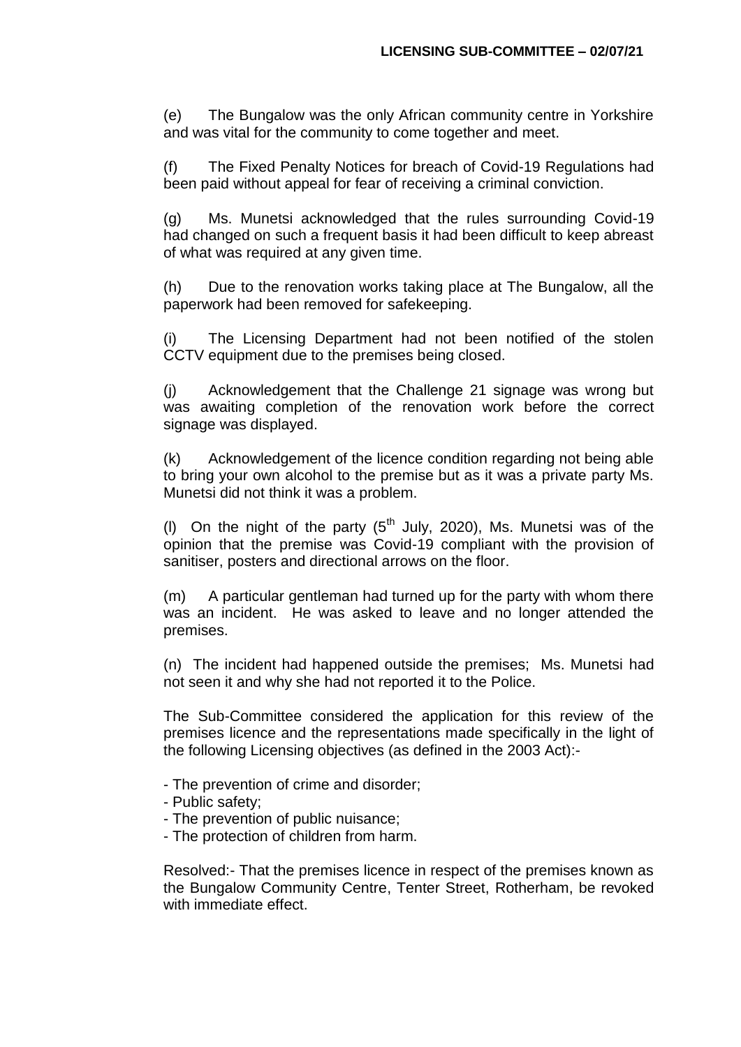(e) The Bungalow was the only African community centre in Yorkshire and was vital for the community to come together and meet.

(f) The Fixed Penalty Notices for breach of Covid-19 Regulations had been paid without appeal for fear of receiving a criminal conviction.

(g) Ms. Munetsi acknowledged that the rules surrounding Covid-19 had changed on such a frequent basis it had been difficult to keep abreast of what was required at any given time.

(h) Due to the renovation works taking place at The Bungalow, all the paperwork had been removed for safekeeping.

(i) The Licensing Department had not been notified of the stolen CCTV equipment due to the premises being closed.

(j) Acknowledgement that the Challenge 21 signage was wrong but was awaiting completion of the renovation work before the correct signage was displayed.

(k) Acknowledgement of the licence condition regarding not being able to bring your own alcohol to the premise but as it was a private party Ms. Munetsi did not think it was a problem.

(l) On the night of the party (5th July, 2020), Ms. Munetsi was of the opinion that the premise was Covid-19 compliant with the provision of sanitiser, posters and directional arrows on the floor.

(m) A particular gentleman had turned up for the party with whom there was an incident. He was asked to leave and no longer attended the premises.

(n) The incident had happened outside the premises; Ms. Munetsi had not seen it and why she had not reported it to the Police.

The Sub-Committee considered the application for this review of the premises licence and the representations made specifically in the light of the following Licensing objectives (as defined in the 2003 Act):-

- The prevention of crime and disorder;
- Public safety;
- The prevention of public nuisance;
- The protection of children from harm.

Resolved:- That the premises licence in respect of the premises known as the Bungalow Community Centre, Tenter Street, Rotherham, be revoked with immediate effect.